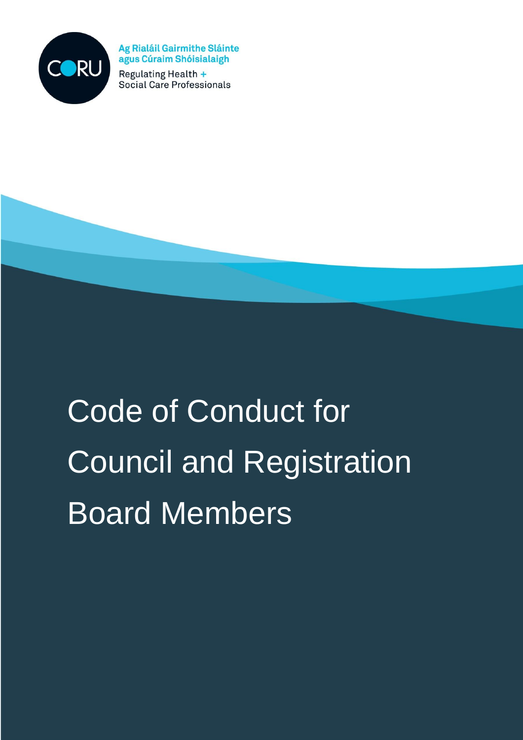CORU

**Ag Rialáil Gairmithe Sláinte agus Cúraim Shóisialaigh**

Regulating Health + Social Care Professionals

# Code of Conduct for Council and Registration Board Members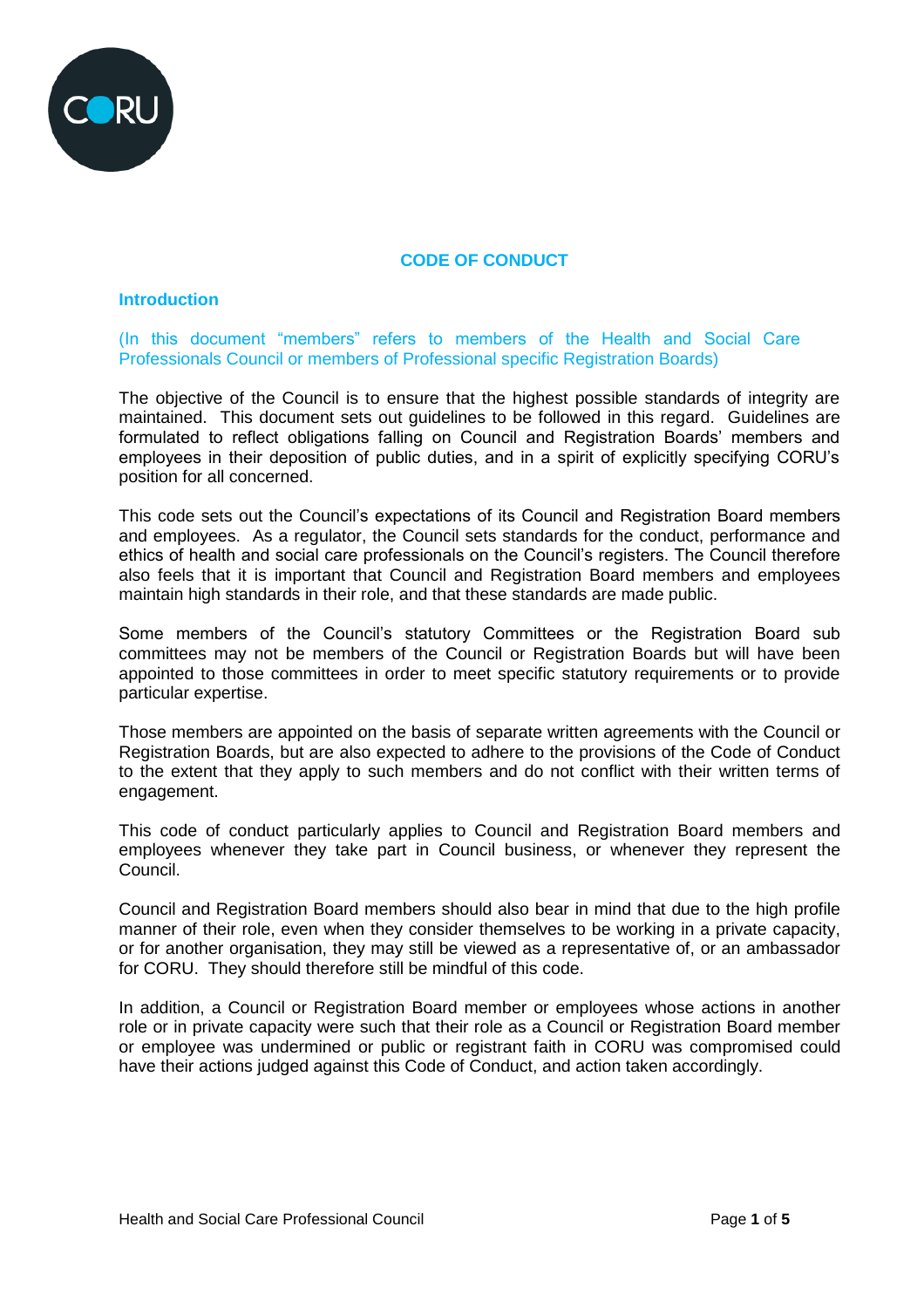# CODE OF CONDUCT

## Introduction

(In this document "members" refers to members of the Health and Social Care Professionals Council or members of Professional specific Registration Boards)

The objective of the Council is to ensure that the highest possible standards of integrity are maintained. This document sets out guidelines to be followed in this regard. Guidelines are formulated to reflect obligations falling on Council and Registration Boards' members and employees in their deposition of public duties, and in a spirit of explicitly specifying CORU's position for all concerned.

This code sets out the Council's expectations of its Council and Registration Board members and employees. As a regulator, the Council sets standards for the conduct, performance and ethics of health and social care professionals on the Council's registers. The Council therefore also feels that it is important that Council and Registration Board members and employees maintain high standards in their role, and that these standards are made public.

Some members of the Council's statutory Committees or the Registration Board sub committees may not be members of the Council or Registration Boards but will have been appointed to those committees in order to meet specific statutory requirements or to provide particular expertise.

Those members are appointed on the basis of separate written agreements with the Council or Registration Boards, but are also expected to adhere to the provisions of the Code of Conduct to the extent that they apply to such members and do not conflict with their written terms of engagement.

This code of conduct particularly applies to Council and Registration Board members and employees whenever they take part in Council business, or whenever they represent the Council.

Council and Registration Board members should also bear in mind that due to the high profile manner of their role, even when they consider themselves to be working in a private capacity, or for another organisation, they may still be viewed as a representative of, or an ambassador for CORU. They should therefore still be mindful of this code.

In addition, a Council or Registration Board member or employees whose actions in another role or in private capacity were such that their role as a Council or Registration Board member or employee was undermined or public or registrant faith in CORU was compromised could have their actions judged against this Code of Conduct, and action taken accordingly.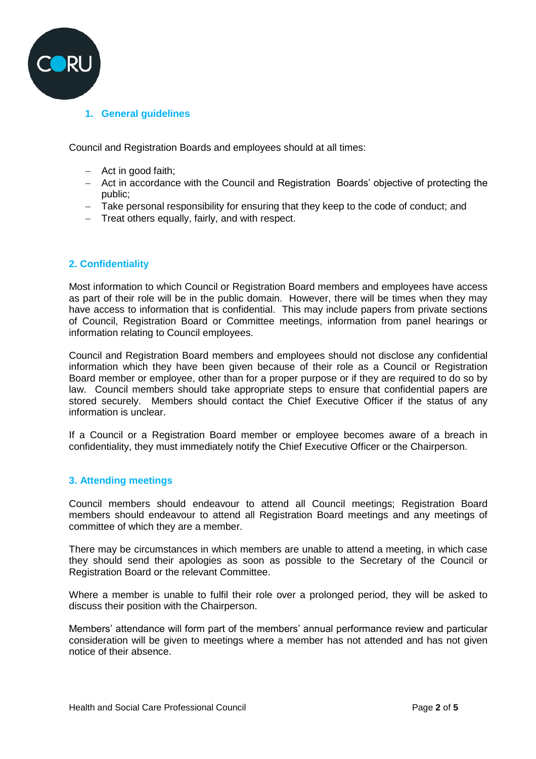## 1. General guidelines

Council and Registration Boards and employees should at all times:

- Act in good faith;
- Act in accordance with the Council and Registration Boards' objective of protecting the public;
- Take personal responsibility for ensuring that they keep to the code of conduct; and
- Treat others equally, fairly, and with respect.

## 2. Confidentiality

Most information to which Council or Registration Board members and employees have access as part of their role will be in the public domain. However, there will be times when they may have access to information that is confidential. This may include papers from private sections of Council, Registration Board or Committee meetings, information from panel hearings or information relating to Council employees.

Council and Registration Board members and employees should not disclose any confidential information which they have been given because of their role as a Council or Registration Board member or employee, other than for a proper purpose or if they are required to do so by law. Council members should take appropriate steps to ensure that confidential papers are stored securely. Members should contact the Chief Executive Officer if the status of any information is unclear.

If a Council or a Registration Board member or employee becomes aware of a breach in confidentiality, they must immediately notify the Chief Executive Officer or the Chairperson.

## 3. Attending meetings

Council members should endeavour to attend all Council meetings; Registration Board members should endeavour to attend all Registration Board meetings and any meetings of committee of which they are a member.

There may be circumstances in which members are unable to attend a meeting, in which case they should send their apologies as soon as possible to the Secretary of the Council or Registration Board or the relevant Committee.

Where a member is unable to fulfil their role over a prolonged period, they will be asked to discuss their position with the Chairperson.

Members' attendance will form part of the members' annual performance review and particular consideration will be given to meetings where a member has not attended and has not given notice of their absence.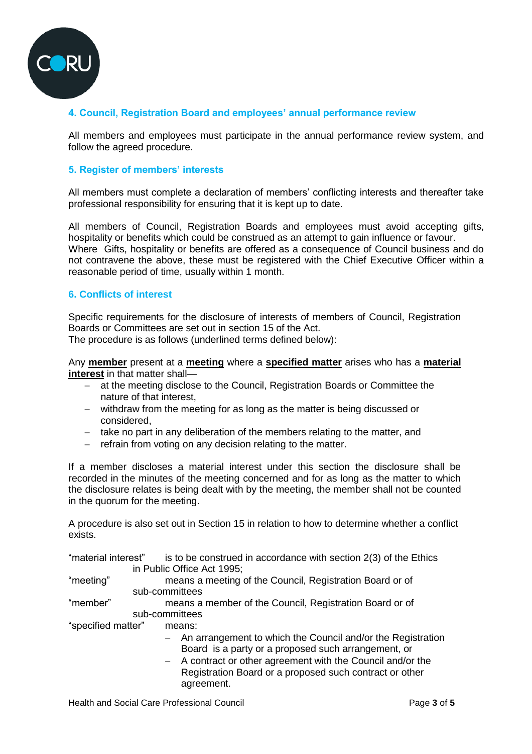## 4. Council, Registration Board and employees' annual performance review

All members and employees must participate in the annual performance review system, and follow the agreed procedure.

## 5. Register of members' interests

All members must complete a declaration of members' conflicting interests and thereafter take professional responsibility for ensuring that it is kept up to date.

All members of Council, Registration Boards and employees must avoid accepting gifts, hospitality or benefits which could be construed as an attempt to gain influence or favour. Where Gifts, hospitality or benefits are offered as a consequence of Council business and do not contravene the above, these must be registered with the Chief Executive Officer within a reasonable period of time, usually within 1 month.

## 6. Conflicts of interest

Specific requirements for the disclosure of interests of members of Council, Registration Boards or Committees are set out in section 15 of the Act.
The procedure is as follows (underlined terms defined below):

Any **member** present at a **meeting** where a **specified matter** arises who has a **material interest** in that matter shall—

- at the meeting disclose to the Council, Registration Boards or Committee the nature of that interest,
- withdraw from the meeting for as long as the matter is being discussed or considered,
- take no part in any deliberation of the members relating to the matter, and
- refrain from voting on any decision relating to the matter.

If a member discloses a material interest under this section the disclosure shall be recorded in the minutes of the meeting concerned and for as long as the matter to which the disclosure relates is being dealt with by the meeting, the member shall not be counted in the quorum for the meeting.

A procedure is also set out in Section 15 in relation to how to determine whether a conflict exists.

"material interest" is to be construed in accordance with section 2(3) of the Ethics in Public Office Act 1995;

"meeting" means a meeting of the Council, Registration Board or of sub-committees

"member" means a member of the Council, Registration Board or of sub-committees

"specified matter" means:

- An arrangement to which the Council and/or the Registration Board is a party or a proposed such arrangement, or
- A contract or other agreement with the Council and/or the Registration Board or a proposed such contract or other agreement.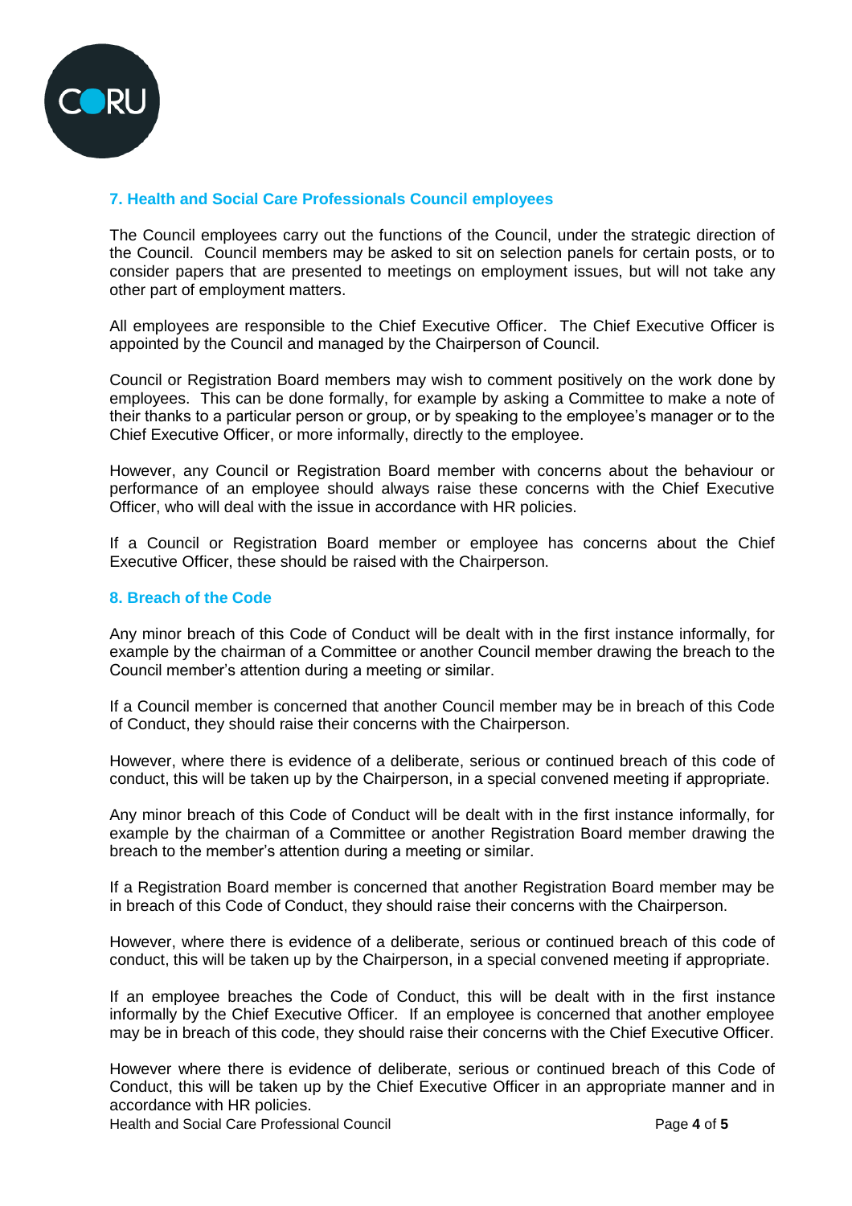## 7. Health and Social Care Professionals Council employees

The Council employees carry out the functions of the Council, under the strategic direction of the Council. Council members may be asked to sit on selection panels for certain posts, or to consider papers that are presented to meetings on employment issues, but will not take any other part of employment matters.

All employees are responsible to the Chief Executive Officer. The Chief Executive Officer is appointed by the Council and managed by the Chairperson of Council.

Council or Registration Board members may wish to comment positively on the work done by employees. This can be done formally, for example by asking a Committee to make a note of their thanks to a particular person or group, or by speaking to the employee's manager or to the Chief Executive Officer, or more informally, directly to the employee.

However, any Council or Registration Board member with concerns about the behaviour or performance of an employee should always raise these concerns with the Chief Executive Officer, who will deal with the issue in accordance with HR policies.

If a Council or Registration Board member or employee has concerns about the Chief Executive Officer, these should be raised with the Chairperson.

## 8. Breach of the Code

Any minor breach of this Code of Conduct will be dealt with in the first instance informally, for example by the chairman of a Committee or another Council member drawing the breach to the Council member's attention during a meeting or similar.

If a Council member is concerned that another Council member may be in breach of this Code of Conduct, they should raise their concerns with the Chairperson.

However, where there is evidence of a deliberate, serious or continued breach of this code of conduct, this will be taken up by the Chairperson, in a special convened meeting if appropriate.

Any minor breach of this Code of Conduct will be dealt with in the first instance informally, for example by the chairman of a Committee or another Registration Board member drawing the breach to the member's attention during a meeting or similar.

If a Registration Board member is concerned that another Registration Board member may be in breach of this Code of Conduct, they should raise their concerns with the Chairperson.

However, where there is evidence of a deliberate, serious or continued breach of this code of conduct, this will be taken up by the Chairperson, in a special convened meeting if appropriate.

If an employee breaches the Code of Conduct, this will be dealt with in the first instance informally by the Chief Executive Officer. If an employee is concerned that another employee may be in breach of this code, they should raise their concerns with the Chief Executive Officer.

However where there is evidence of deliberate, serious or continued breach of this Code of Conduct, this will be taken up by the Chief Executive Officer in an appropriate manner and in accordance with HR policies.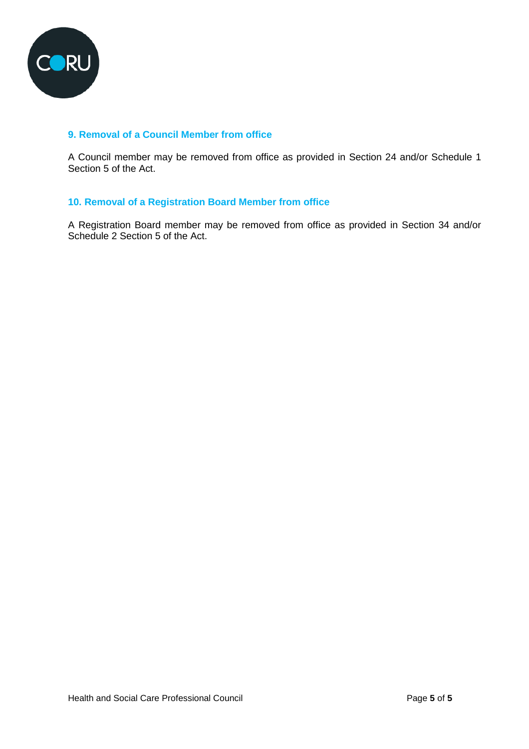## 9. Removal of a Council Member from office

A Council member may be removed from office as provided in Section 24 and/or Schedule 1 Section 5 of the Act.

## 10. Removal of a Registration Board Member from office

A Registration Board member may be removed from office as provided in Section 34 and/or Schedule 2 Section 5 of the Act.